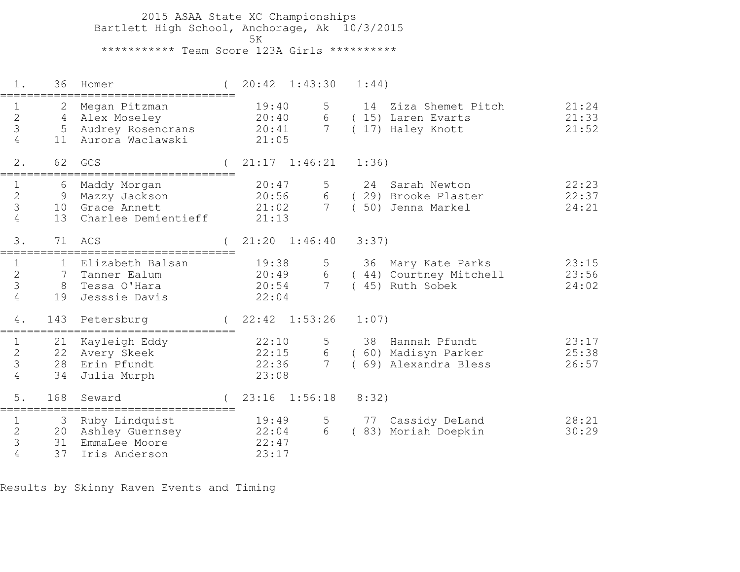# 2015 ASAA State XC Championships

Bartlett High School, Anchorage, Ak 10/3/2015

5K

*********** Team Score 123A Girls **********

```
  1.    36  Homer                 (  20:42  1:43:30   1:44)
====================================
  1      2  Megan Pitzman           19:40     5     14  Ziza Shemet Pitch         21:24
  2      4  Alex Moseley            20:40     6   ( 15) Laren Evarts              21:33
  3      5  Audrey Rosencrans       20:41     7   ( 17) Haley Knott               21:52
  4     11  Aurora Waclawski        21:05

  2.    62  GCS                   (  21:17  1:46:21   1:36)
====================================
  1      6  Maddy Morgan            20:47     5     24  Sarah Newton              22:23
  2      9  Mazzy Jackson           20:56     6   ( 29) Brooke Plaster            22:37
  3     10  Grace Annett            21:02     7   ( 50) Jenna Markel              24:21
  4     13  Charlee Demientieff     21:13

  3.    71  ACS                   (  21:20  1:46:40   3:37)
====================================
  1      1  Elizabeth Balsan        19:38     5     36  Mary Kate Parks           23:15
  2      7  Tanner Ealum            20:49     6   ( 44) Courtney Mitchell         23:56
  3      8  Tessa O'Hara            20:54     7   ( 45) Ruth Sobek                24:02
  4     19  Jesssie Davis           22:04

  4.   143  Petersburg            (  22:42  1:53:26   1:07)
====================================
  1     21  Kayleigh Eddy           22:10     5     38  Hannah Pfundt             23:17
  2     22  Avery Skeek             22:15     6   ( 60) Madisyn Parker            25:38
  3     28  Erin Pfundt             22:36     7   ( 69) Alexandra Bless           26:57
  4     34  Julia Murph             23:08

  5.   168  Seward                (  23:16  1:56:18   8:32)
====================================
  1      3  Ruby Lindquist          19:49     5     77  Cassidy DeLand            28:21
  2     20  Ashley Guernsey         22:04     6   ( 83) Moriah Doepkin            30:29
  3     31  EmmaLee Moore           22:47
  4     37  Iris Anderson           23:17
```

Results by Skinny Raven Events and Timing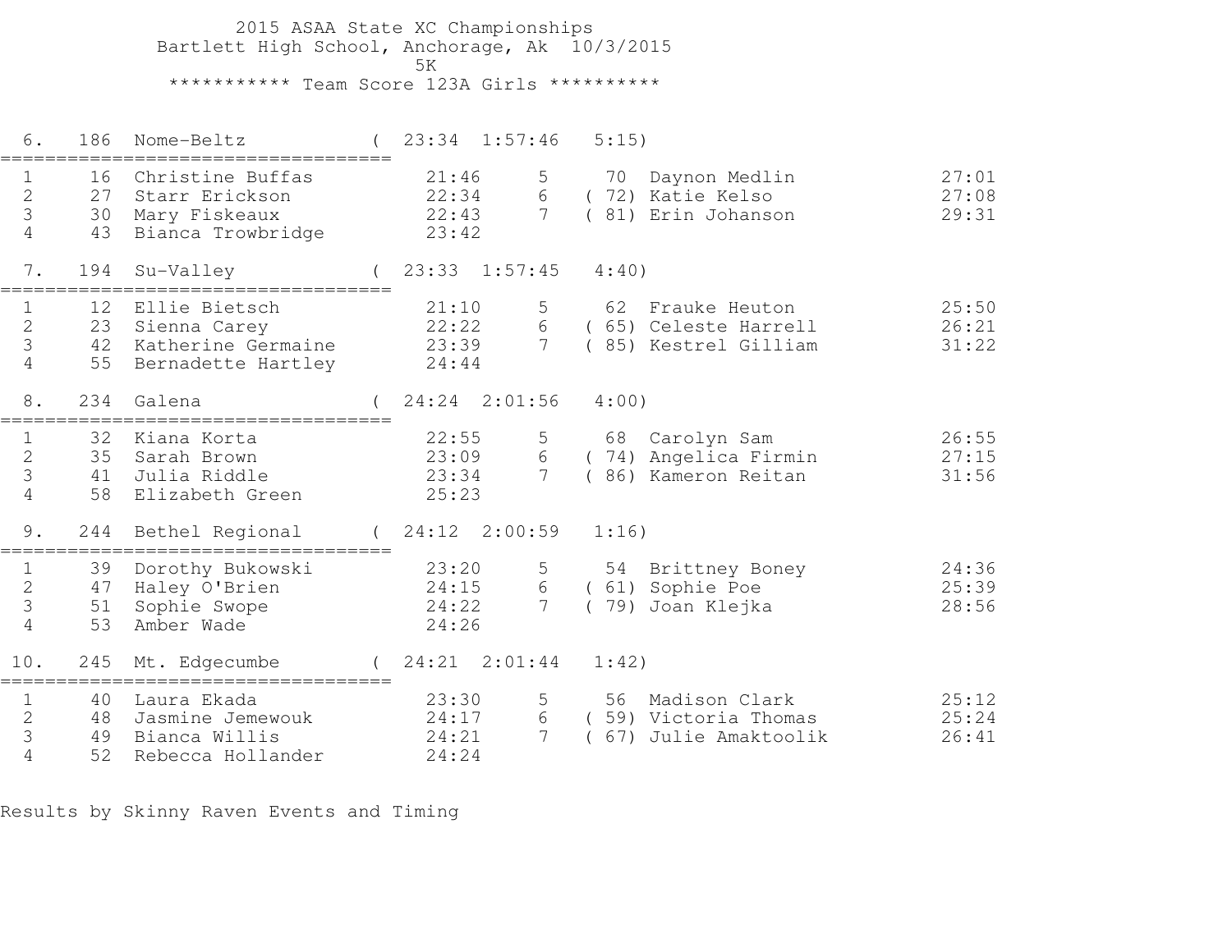2015 ASAA State XC Championships
Bartlett High School, Anchorage, Ak 10/3/2015
5K

*********** Team Score 123A Girls **********

```
  6.   186  Nome-Beltz            (  23:34  1:57:46   5:15)
====================================
  1     16  Christine Buffas         21:46     5      70  Daynon Medlin            27:01
  2     27  Starr Erickson           22:34     6    ( 72) Katie Kelso              27:08
  3     30  Mary Fiskeaux            22:43     7    ( 81) Erin Johanson            29:31
  4     43  Bianca Trowbridge        23:42

  7.   194  Su-Valley             (  23:33  1:57:45   4:40)
====================================
  1     12  Ellie Bietsch            21:10     5      62  Frauke Heuton            25:50
  2     23  Sienna Carey             22:22     6    ( 65) Celeste Harrell          26:21
  3     42  Katherine Germaine       23:39     7    ( 85) Kestrel Gilliam          31:22
  4     55  Bernadette Hartley       24:44

  8.   234  Galena                (  24:24  2:01:56   4:00)
====================================
  1     32  Kiana Korta              22:55     5      68  Carolyn Sam              26:55
  2     35  Sarah Brown              23:09     6    ( 74) Angelica Firmin          27:15
  3     41  Julia Riddle             23:34     7    ( 86) Kameron Reitan           31:56
  4     58  Elizabeth Green          25:23

  9.   244  Bethel Regional       (  24:12  2:00:59   1:16)
====================================
  1     39  Dorothy Bukowski         23:20     5      54  Brittney Boney           24:36
  2     47  Haley O'Brien            24:15     6    ( 61) Sophie Poe               25:39
  3     51  Sophie Swope             24:22     7    ( 79) Joan Klejka              28:56
  4     53  Amber Wade               24:26

 10.   245  Mt. Edgecumbe         (  24:21  2:01:44   1:42)
====================================
  1     40  Laura Ekada              23:30     5      56  Madison Clark            25:12
  2     48  Jasmine Jemewouk         24:17     6    ( 59) Victoria Thomas          25:24
  3     49  Bianca Willis            24:21     7    ( 67) Julie Amaktoolik         26:41
  4     52  Rebecca Hollander        24:24
```

Results by Skinny Raven Events and Timing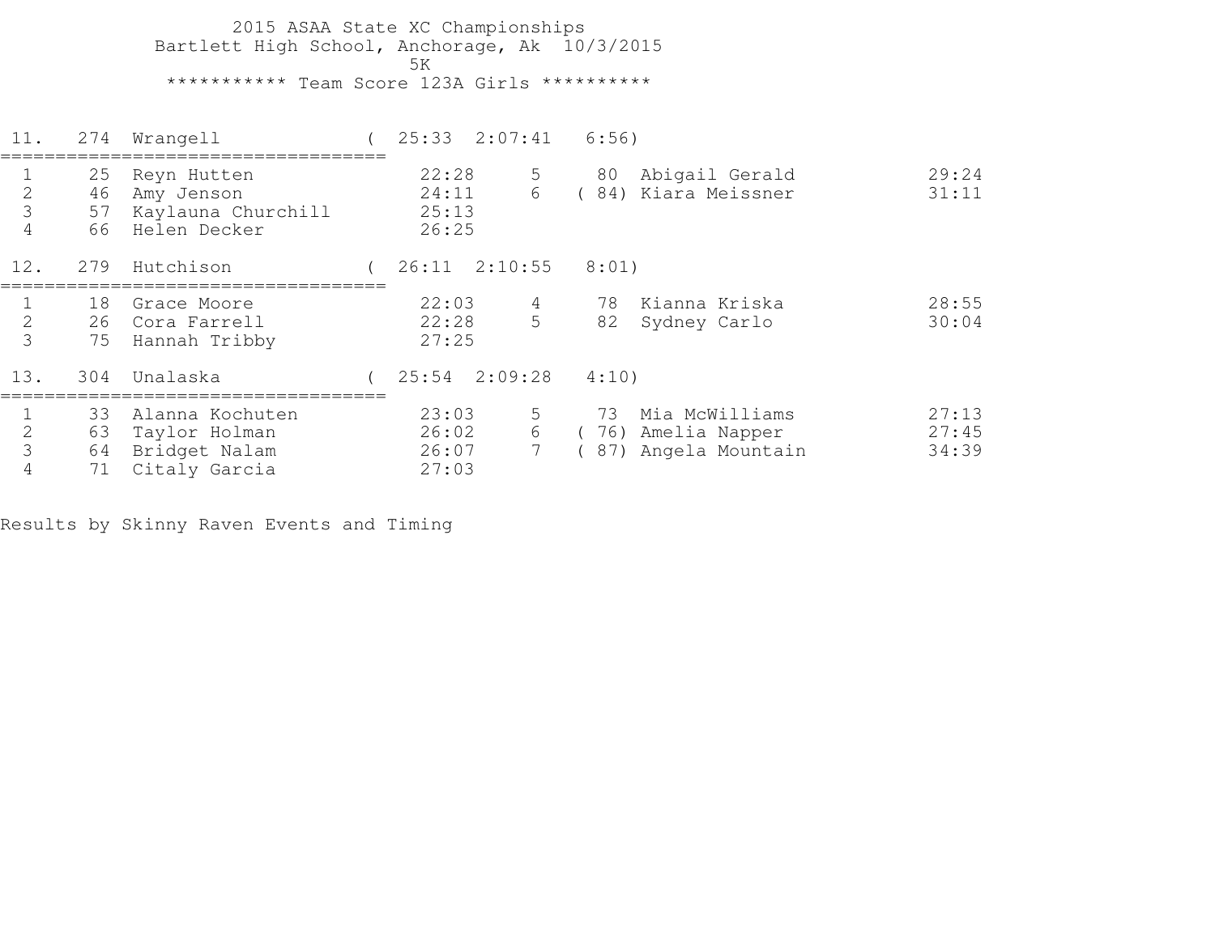2015 ASAA State XC Championships
Bartlett High School, Anchorage, Ak 10/3/2015
5K
*********** Team Score 123A Girls **********

```
 11.   274  Wrangell              (  25:33  2:07:41   6:56)
=====================================
  1     25  Reyn Hutten              22:28     5     80  Abigail Gerald            29:24
  2     46  Amy Jenson               24:11     6   ( 84) Kiara Meissner            31:11
  3     57  Kaylauna Churchill       25:13
  4     66  Helen Decker             26:25

 12.   279  Hutchison             (  26:11  2:10:55   8:01)
=====================================
  1     18  Grace Moore              22:03     4     78  Kianna Kriska             28:55
  2     26  Cora Farrell             22:28     5     82  Sydney Carlo              30:04
  3     75  Hannah Tribby            27:25

 13.   304  Unalaska              (  25:54  2:09:28   4:10)
=====================================
  1     33  Alanna Kochuten          23:03     5     73  Mia McWilliams            27:13
  2     63  Taylor Holman            26:02     6   ( 76) Amelia Napper             27:45
  3     64  Bridget Nalam            26:07     7   ( 87) Angela Mountain           34:39
  4     71  Citaly Garcia            27:03
```

Results by Skinny Raven Events and Timing